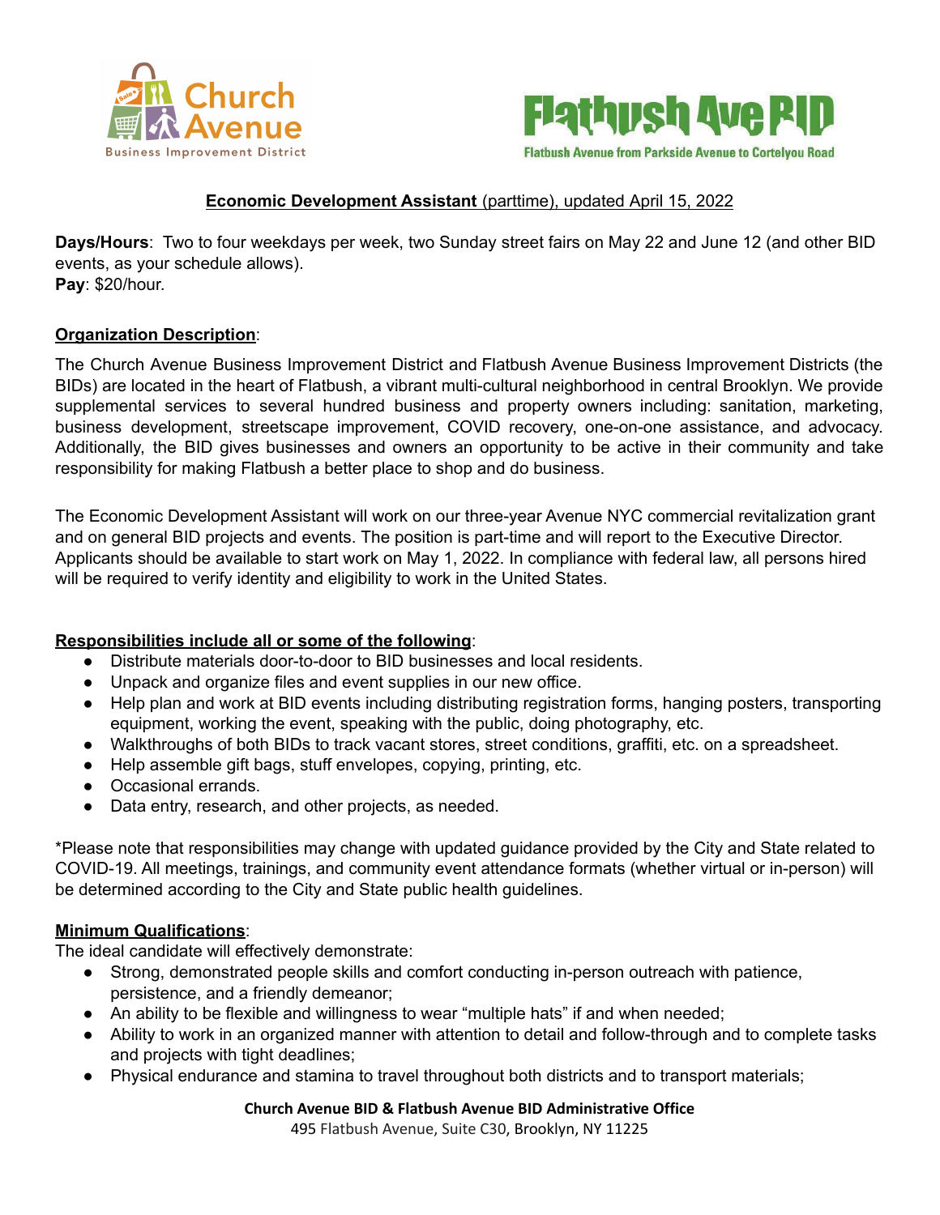Church Avenue Business Improvement District

Flatbush Ave BID
Flatbush Avenue from Parkside Avenue to Cortelyou Road

## Economic Development Assistant (parttime), updated April 15, 2022

**Days/Hours**: Two to four weekdays per week, two Sunday street fairs on May 22 and June 12 (and other BID events, as your schedule allows).
**Pay**: $20/hour.

**Organization Description**:

The Church Avenue Business Improvement District and Flatbush Avenue Business Improvement Districts (the BIDs) are located in the heart of Flatbush, a vibrant multi-cultural neighborhood in central Brooklyn. We provide supplemental services to several hundred business and property owners including: sanitation, marketing, business development, streetscape improvement, COVID recovery, one-on-one assistance, and advocacy. Additionally, the BID gives businesses and owners an opportunity to be active in their community and take responsibility for making Flatbush a better place to shop and do business.

The Economic Development Assistant will work on our three-year Avenue NYC commercial revitalization grant and on general BID projects and events. The position is part-time and will report to the Executive Director. Applicants should be available to start work on May 1, 2022. In compliance with federal law, all persons hired will be required to verify identity and eligibility to work in the United States.

**Responsibilities include all or some of the following**:

- Distribute materials door-to-door to BID businesses and local residents.
- Unpack and organize files and event supplies in our new office.
- Help plan and work at BID events including distributing registration forms, hanging posters, transporting equipment, working the event, speaking with the public, doing photography, etc.
- Walkthroughs of both BIDs to track vacant stores, street conditions, graffiti, etc. on a spreadsheet.
- Help assemble gift bags, stuff envelopes, copying, printing, etc.
- Occasional errands.
- Data entry, research, and other projects, as needed.

*Please note that responsibilities may change with updated guidance provided by the City and State related to COVID-19. All meetings, trainings, and community event attendance formats (whether virtual or in-person) will be determined according to the City and State public health guidelines.

**Minimum Qualifications**:
The ideal candidate will effectively demonstrate:

- Strong, demonstrated people skills and comfort conducting in-person outreach with patience, persistence, and a friendly demeanor;
- An ability to be flexible and willingness to wear "multiple hats" if and when needed;
- Ability to work in an organized manner with attention to detail and follow-through and to complete tasks and projects with tight deadlines;
- Physical endurance and stamina to travel throughout both districts and to transport materials;

**Church Avenue BID & Flatbush Avenue BID Administrative Office**
495 Flatbush Avenue, Suite C30, Brooklyn, NY 11225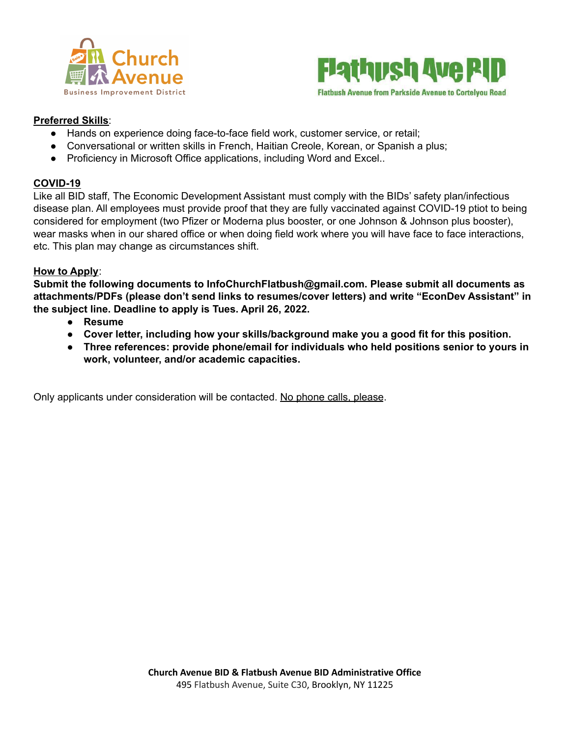**Preferred Skills**:

- Hands on experience doing face-to-face field work, customer service, or retail;
- Conversational or written skills in French, Haitian Creole, Korean, or Spanish a plus;
- Proficiency in Microsoft Office applications, including Word and Excel..

**COVID-19**

Like all BID staff, The Economic Development Assistant must comply with the BIDs' safety plan/infectious disease plan. All employees must provide proof that they are fully vaccinated against COVID-19 ptiot to being considered for employment (two Pfizer or Moderna plus booster, or one Johnson & Johnson plus booster), wear masks when in our shared office or when doing field work where you will have face to face interactions, etc. This plan may change as circumstances shift.

**How to Apply**:

**Submit the following documents to InfoChurchFlatbush@gmail.com. Please submit all documents as attachments/PDFs (please don't send links to resumes/cover letters) and write "EconDev Assistant" in the subject line. Deadline to apply is Tues. April 26, 2022.**

- **Resume**
- **Cover letter, including how your skills/background make you a good fit for this position.**
- **Three references: provide phone/email for individuals who held positions senior to yours in work, volunteer, and/or academic capacities.**

Only applicants under consideration will be contacted. No phone calls, please.